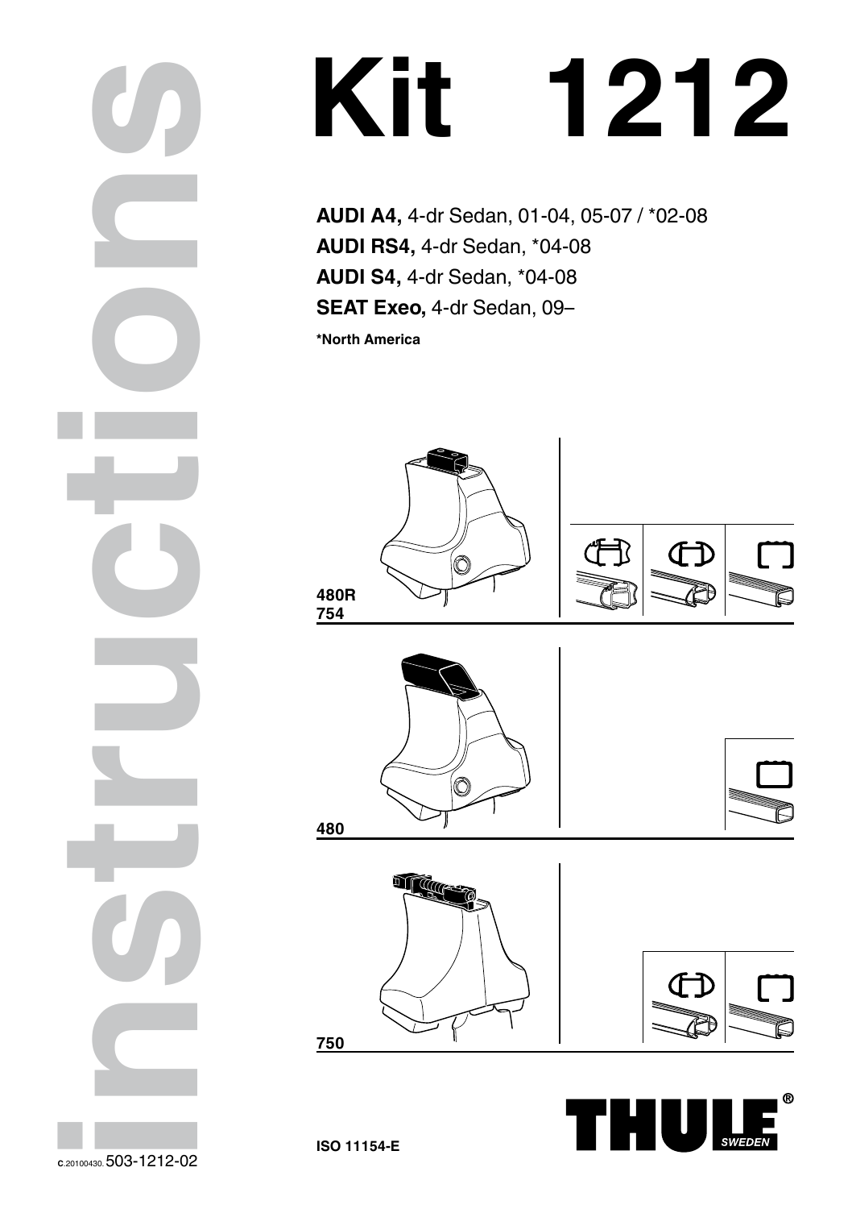# Kit 1212

**AUDI A4,** 4-dr Sedan, 01-04, 05-07 / *02-08
**AUDI RS4,** 4-dr Sedan, *04-08
**AUDI S4,** 4-dr Sedan, *04-08
**SEAT Exeo,** 4-dr Sedan, 09–

***North America**

**480R**
**754**

**480**

**750**

**ISO 11154-E**

instructions

c.20100430. 503-1212-02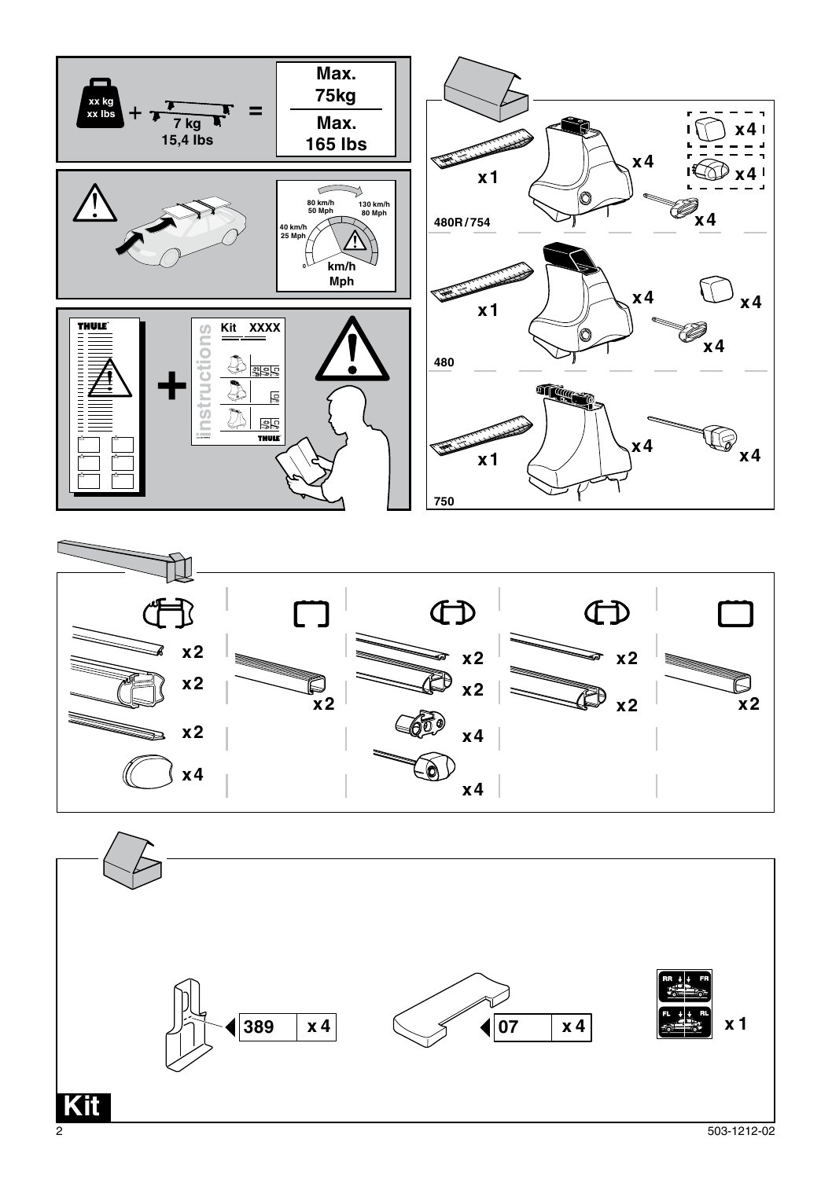xx kg
xx lbs
+ 7 kg
15,4 lbs
=

**Max. 75kg**

**Max. 165 lbs**

80 km/h
50 Mph

130 km/h
80 Mph

40 km/h
25 Mph

km/h
Mph

THULE

instructions

Kit XXXX

THULE

x1 x4 x4 x4 x4

480R/754

x1 x4 x4 x4

480

x1 x4 x4

750

x2 x2 x2 x4

x2

x2 x2 x4 x4

x2 x2

x2

| 389 | x 4 |
|---|---|

| 07 | x 4 |
|---|---|

RR FR
FL RL
x 1

**Kit**

503-1212-02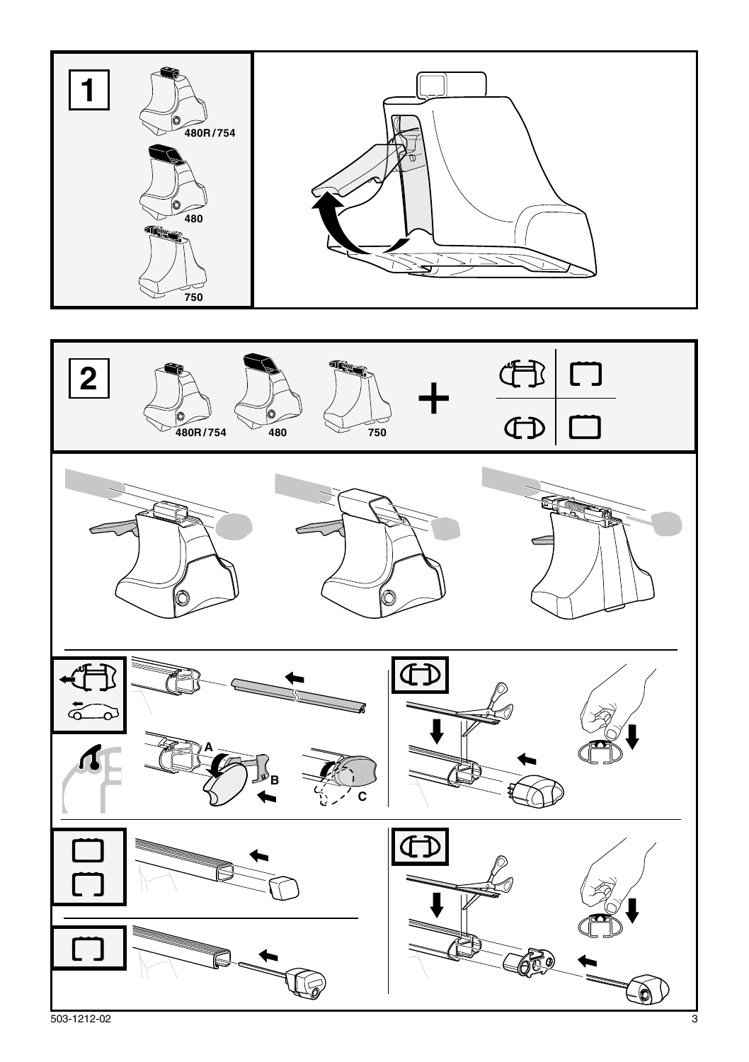**1**

480R / 754

480

750

**2**

480R / 754

480

750

A

B

C

503-1212-02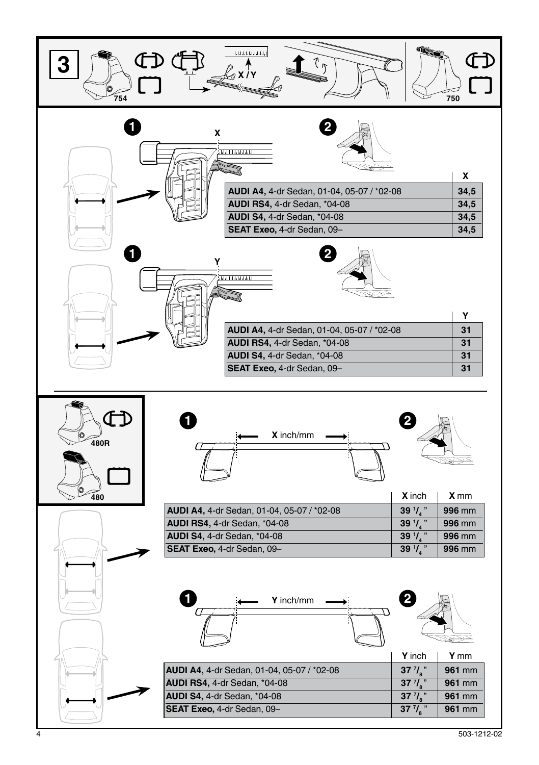**3**

754 — X / Y — 750

**1** X

**2**

| | X |
|---|---|
| **AUDI A4,** 4-dr Sedan, 01-04, 05-07 / *02-08 | **34,5** |
| **AUDI RS4,** 4-dr Sedan, *04-08 | **34,5** |
| **AUDI S4,** 4-dr Sedan, *04-08 | **34,5** |
| **SEAT Exeo,** 4-dr Sedan, 09– | **34,5** |

**1** Y

**2**

| | Y |
|---|---|
| **AUDI A4,** 4-dr Sedan, 01-04, 05-07 / *02-08 | **31** |
| **AUDI RS4,** 4-dr Sedan, *04-08 | **31** |
| **AUDI S4,** 4-dr Sedan, *04-08 | **31** |
| **SEAT Exeo,** 4-dr Sedan, 09– | **31** |

480R

480

**1** **X** inch/mm

**2**

| | **X** inch | **X** mm |
|---|---|---|
| **AUDI A4,** 4-dr Sedan, 01-04, 05-07 / *02-08 | **39 1/4 "** | **996** mm |
| **AUDI RS4,** 4-dr Sedan, *04-08 | **39 1/4 "** | **996** mm |
| **AUDI S4,** 4-dr Sedan, *04-08 | **39 1/4 "** | **996** mm |
| **SEAT Exeo,** 4-dr Sedan, 09– | **39 1/4 "** | **996** mm |

**1** **Y** inch/mm

**2**

| | **Y** inch | **Y** mm |
|---|---|---|
| **AUDI A4,** 4-dr Sedan, 01-04, 05-07 / *02-08 | **37 7/8 "** | **961** mm |
| **AUDI RS4,** 4-dr Sedan, *04-08 | **37 7/8 "** | **961** mm |
| **AUDI S4,** 4-dr Sedan, *04-08 | **37 7/8 "** | **961** mm |
| **SEAT Exeo,** 4-dr Sedan, 09– | **37 7/8 "** | **961** mm |

503-1212-02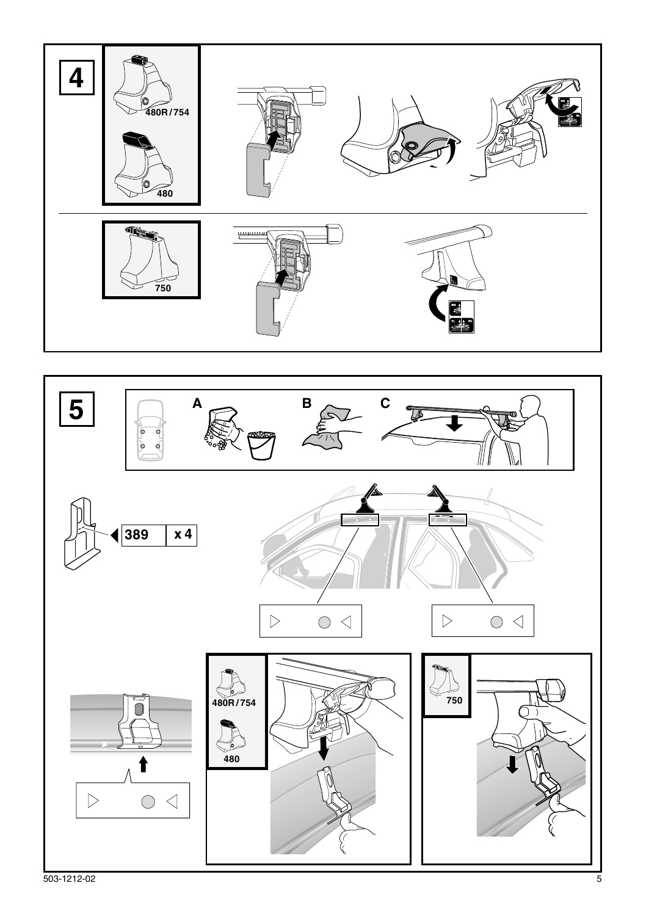**4**

480R/754

480

750

**5**

A

B

C

389 | x 4

480R/754

480

750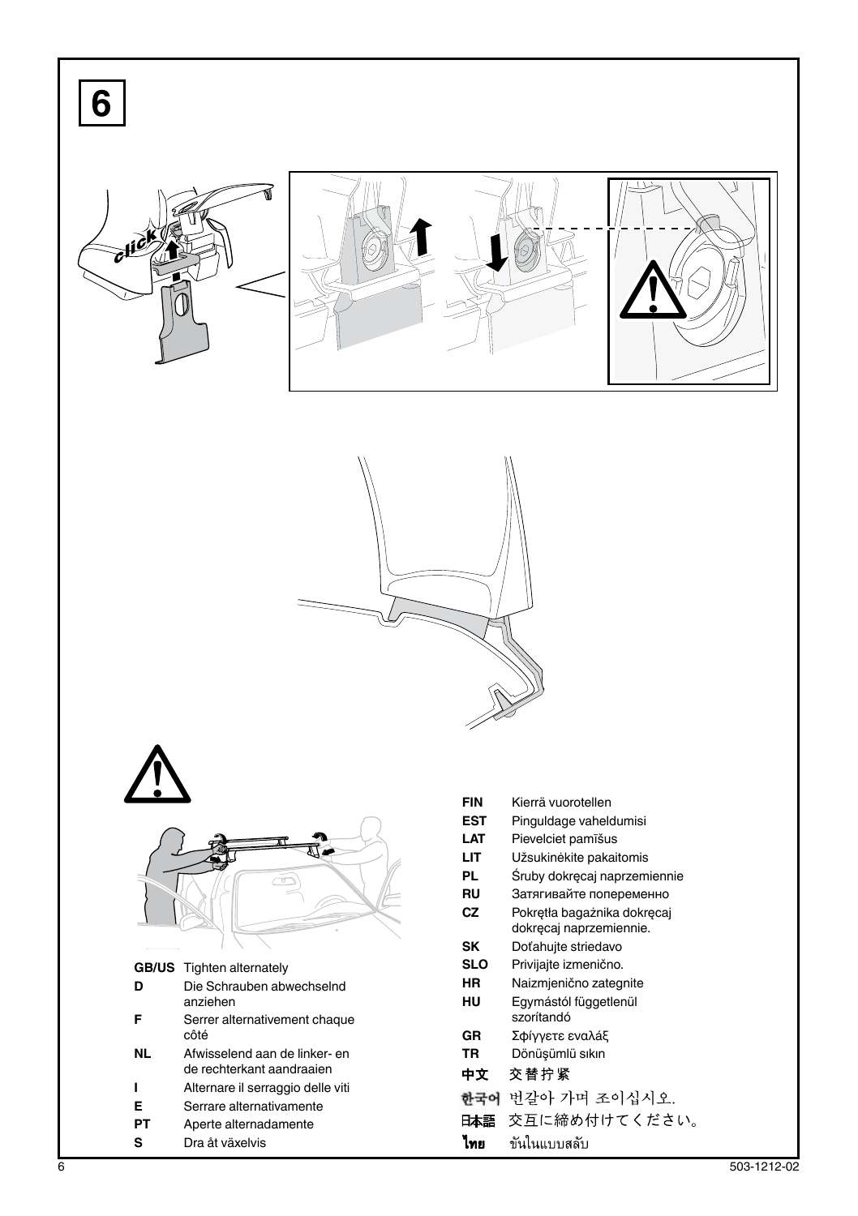# 6

click

| | |
|---|---|
| **GB/US** | Tighten alternately |
| **D** | Die Schrauben abwechselnd anziehen |
| **F** | Serrer alternativement chaque côté |
| **NL** | Afwisselend aan de linker- en de rechterkant aandraaien |
| **I** | Alternare il serraggio delle viti |
| **E** | Serrare alternativamente |
| **PT** | Aperte alternadamente |
| **S** | Dra åt växelvis |
| **FIN** | Kierrä vuorotellen |
| **EST** | Pinguldage vaheldumisi |
| **LAT** | Pievelciet pamīšus |
| **LIT** | Užsukinėkite pakaitomis |
| **PL** | Śruby dokręcaj naprzemiennie |
| **RU** | Затягивайте попеременно |
| **CZ** | Pokrętła bagażnika dokręcaj dokręcaj naprzemiennie. |
| **SK** | Doťahujte striedavo |
| **SLO** | Privijajte izmenično. |
| **HR** | Naizmjenično zategnite |
| **HU** | Egymástól függetlenül szorítandó |
| **GR** | Σφίγγετε εναλάξ |
| **TR** | Dönüşümlü sıkın |
| **中文** | 交替拧紧 |
| **한국어** | 번갈아 가며 조이십시오. |
| **日本語** | 交互に締め付けてください。 |
| **ไทย** | ขันในแบบสลับ |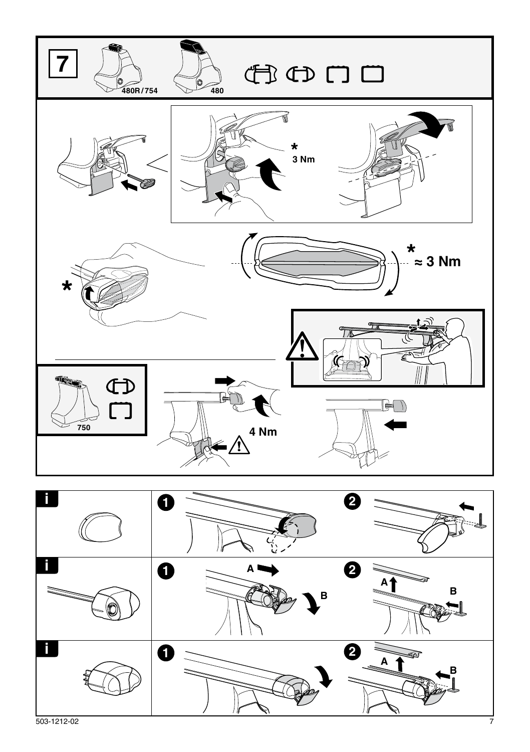# 7

480R / 754

480

\*

3 Nm

\*

\*

≈ 3 Nm

750

4 Nm

i

1

2

i

1

A

B

2

A

B

i

1

2

A

B

503-1212-02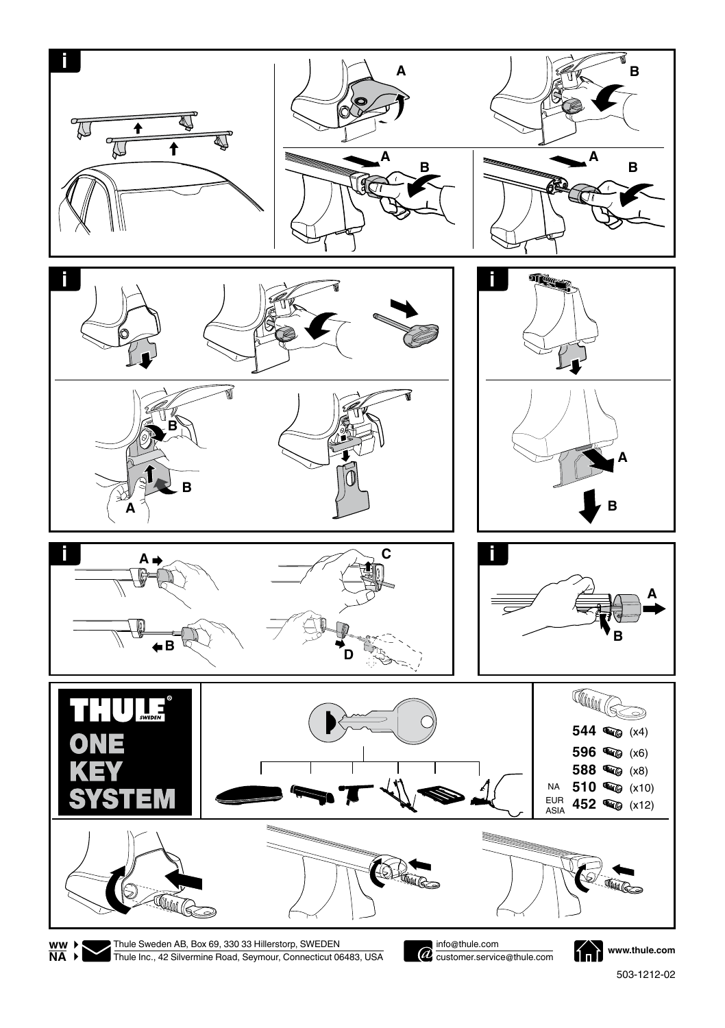i

A B

A B

A B

i

B

B

A

i

A

B

i

A

C

B

D

i

A

B

THULE® SWEDEN

ONE KEY SYSTEM

| | | | |
|---|---|---|---|
| | 544 | | (x4) |
| | 596 | | (x6) |
| | 588 | | (x8) |
| NA | 510 | | (x10) |
| EUR ASIA | 452 | | (x12) |

WW ▶ Thule Sweden AB, Box 69, 330 33 Hillerstorp, SWEDEN

NA ▶ Thule Inc., 42 Silvermine Road, Seymour, Connecticut 06483, USA

info@thule.com

customer.service@thule.com

www.thule.com

503-1212-02